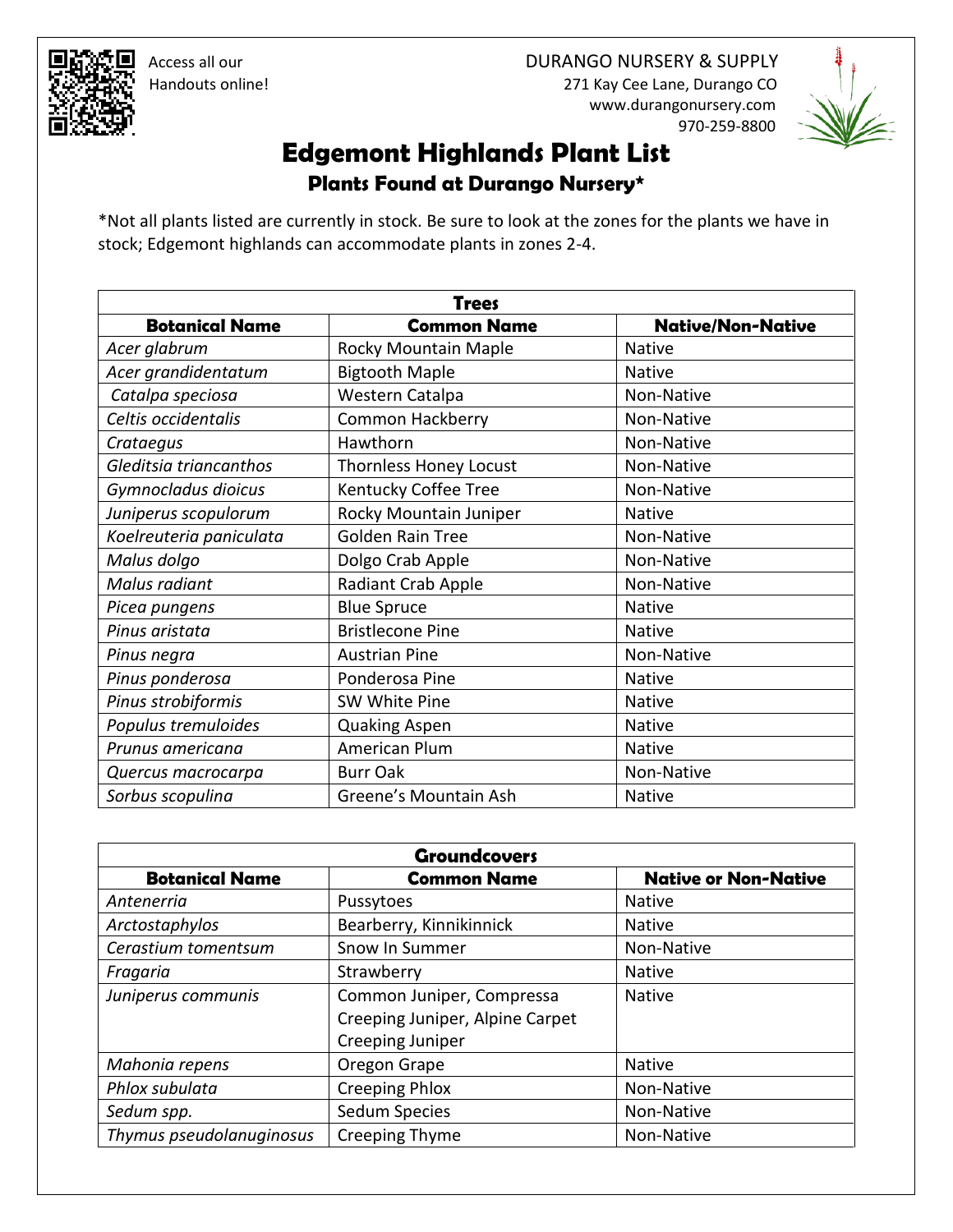Access all our Handouts online!

DURANGO NURSERY & SUPPLY
271 Kay Cee Lane, Durango CO
www.durangonursery.com
970-259-8800

# Edgemont Highlands Plant List

## Plants Found at Durango Nursery*

*Not all plants listed are currently in stock. Be sure to look at the zones for the plants we have in stock; Edgemont highlands can accommodate plants in zones 2-4.

| Trees | | |
|---|---|---|
| **Botanical Name** | **Common Name** | **Native/Non-Native** |
| *Acer glabrum* | Rocky Mountain Maple | Native |
| *Acer grandidentatum* | Bigtooth Maple | Native |
| *Catalpa speciosa* | Western Catalpa | Non-Native |
| *Celtis occidentalis* | Common Hackberry | Non-Native |
| *Crataegus* | Hawthorn | Non-Native |
| *Gleditsia triancanthos* | Thornless Honey Locust | Non-Native |
| *Gymnocladus dioicus* | Kentucky Coffee Tree | Non-Native |
| *Juniperus scopulorum* | Rocky Mountain Juniper | Native |
| *Koelreuteria paniculata* | Golden Rain Tree | Non-Native |
| *Malus dolgo* | Dolgo Crab Apple | Non-Native |
| *Malus radiant* | Radiant Crab Apple | Non-Native |
| *Picea pungens* | Blue Spruce | Native |
| *Pinus aristata* | Bristlecone Pine | Native |
| *Pinus negra* | Austrian Pine | Non-Native |
| *Pinus ponderosa* | Ponderosa Pine | Native |
| *Pinus strobiformis* | SW White Pine | Native |
| *Populus tremuloides* | Quaking Aspen | Native |
| *Prunus americana* | American Plum | Native |
| *Quercus macrocarpa* | Burr Oak | Non-Native |
| *Sorbus scopulina* | Greene's Mountain Ash | Native |

| Groundcovers | | |
|---|---|---|
| **Botanical Name** | **Common Name** | **Native or Non-Native** |
| *Antenerria* | Pussytoes | Native |
| *Arctostaphylos* | Bearberry, Kinnikinnick | Native |
| *Cerastium tomentsum* | Snow In Summer | Non-Native |
| *Fragaria* | Strawberry | Native |
| *Juniperus communis* | Common Juniper, Compressa Creeping Juniper, Alpine Carpet Creeping Juniper | Native |
| *Mahonia repens* | Oregon Grape | Native |
| *Phlox subulata* | Creeping Phlox | Non-Native |
| *Sedum spp.* | Sedum Species | Non-Native |
| *Thymus pseudolanuginosus* | Creeping Thyme | Non-Native |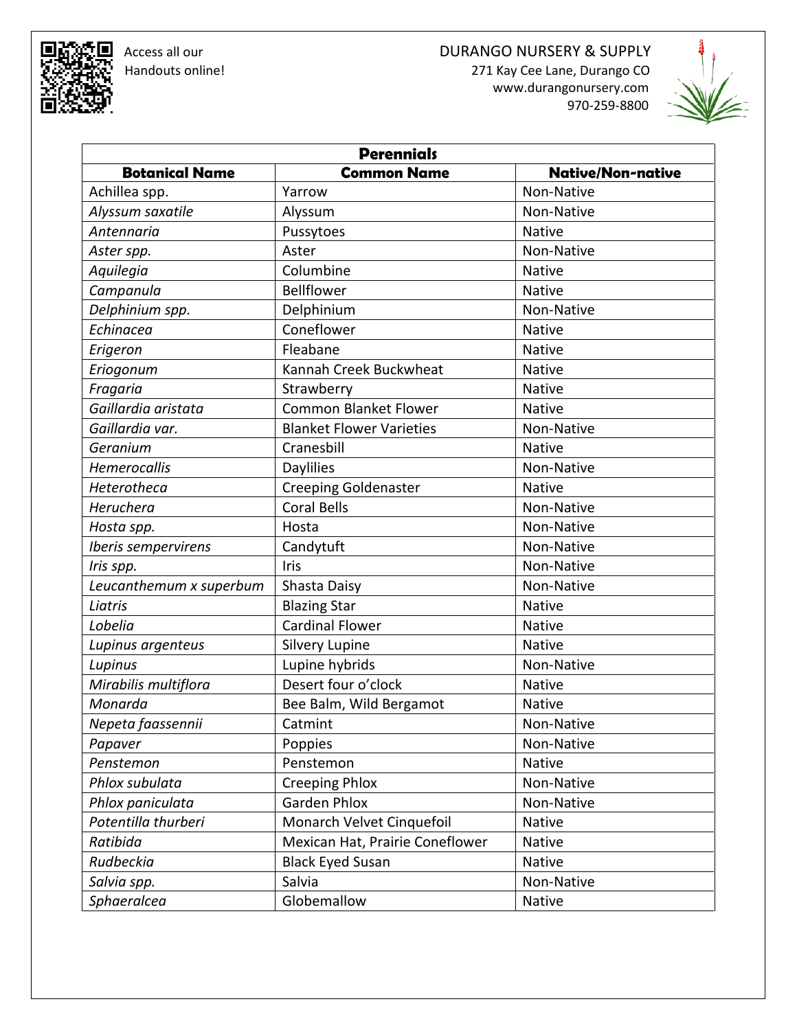Access all our Handouts online!

DURANGO NURSERY & SUPPLY
271 Kay Cee Lane, Durango CO
www.durangonursery.com
970-259-8800

| **Perennials** | | |
|---|---|---|
| **Botanical Name** | **Common Name** | **Native/Non-native** |
| Achillea spp. | Yarrow | Non-Native |
| *Alyssum saxatile* | Alyssum | Non-Native |
| *Antennaria* | Pussytoes | Native |
| *Aster spp.* | Aster | Non-Native |
| *Aquilegia* | Columbine | Native |
| *Campanula* | Bellflower | Native |
| *Delphinium spp.* | Delphinium | Non-Native |
| *Echinacea* | Coneflower | Native |
| *Erigeron* | Fleabane | Native |
| *Eriogonum* | Kannah Creek Buckwheat | Native |
| *Fragaria* | Strawberry | Native |
| *Gaillardia aristata* | Common Blanket Flower | Native |
| *Gaillardia var.* | Blanket Flower Varieties | Non-Native |
| *Geranium* | Cranesbill | Native |
| *Hemerocallis* | Daylilies | Non-Native |
| *Heterotheca* | Creeping Goldenaster | Native |
| *Heruchera* | Coral Bells | Non-Native |
| *Hosta spp.* | Hosta | Non-Native |
| *Iberis sempervirens* | Candytuft | Non-Native |
| *Iris spp.* | Iris | Non-Native |
| *Leucanthemum x superbum* | Shasta Daisy | Non-Native |
| *Liatris* | Blazing Star | Native |
| *Lobelia* | Cardinal Flower | Native |
| *Lupinus argenteus* | Silvery Lupine | Native |
| *Lupinus* | Lupine hybrids | Non-Native |
| *Mirabilis multiflora* | Desert four o'clock | Native |
| *Monarda* | Bee Balm, Wild Bergamot | Native |
| *Nepeta faassennii* | Catmint | Non-Native |
| *Papaver* | Poppies | Non-Native |
| *Penstemon* | Penstemon | Native |
| *Phlox subulata* | Creeping Phlox | Non-Native |
| *Phlox paniculata* | Garden Phlox | Non-Native |
| *Potentilla thurberi* | Monarch Velvet Cinquefoil | Native |
| *Ratibida* | Mexican Hat, Prairie Coneflower | Native |
| *Rudbeckia* | Black Eyed Susan | Native |
| *Salvia spp.* | Salvia | Non-Native |
| *Sphaeralcea* | Globemallow | Native |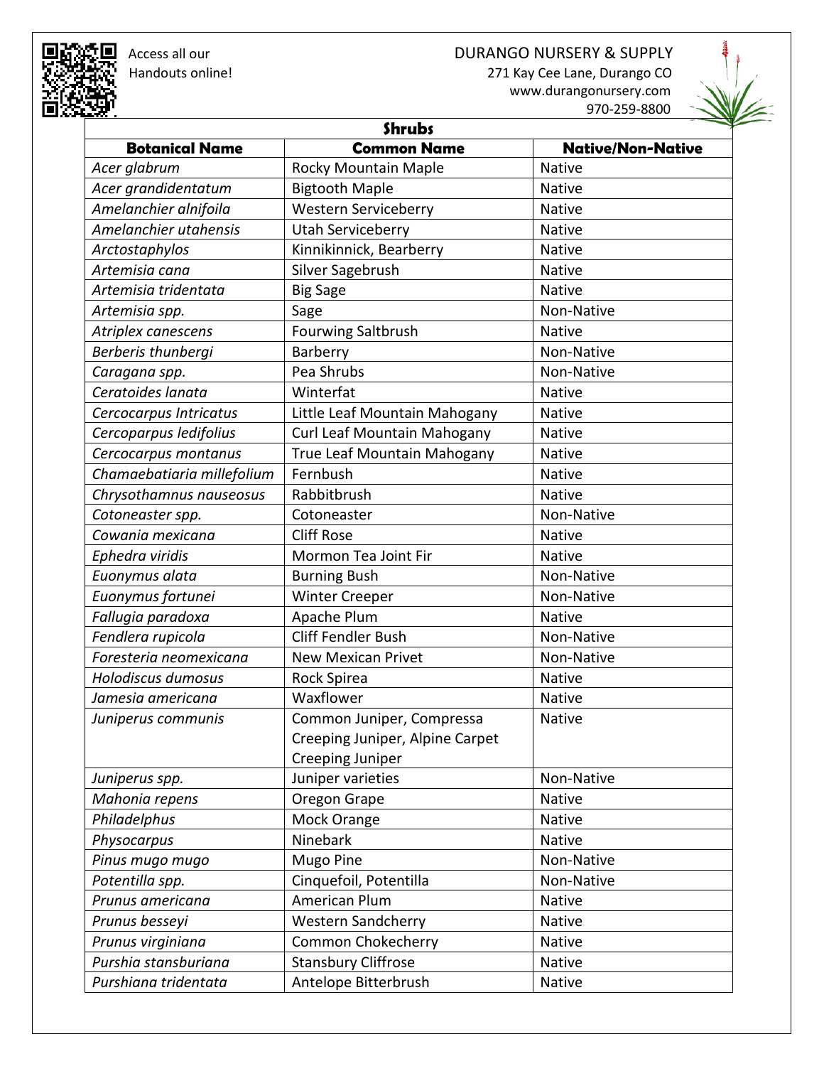Access all our Handouts online!

DURANGO NURSERY & SUPPLY
271 Kay Cee Lane, Durango CO
www.durangonursery.com
970-259-8800

## Shrubs

| Botanical Name | Common Name | Native/Non-Native |
|---|---|---|
| *Acer glabrum* | Rocky Mountain Maple | Native |
| *Acer grandidentatum* | Bigtooth Maple | Native |
| *Amelanchier alnifoila* | Western Serviceberry | Native |
| *Amelanchier utahensis* | Utah Serviceberry | Native |
| *Arctostaphylos* | Kinnikinnick, Bearberry | Native |
| *Artemisia cana* | Silver Sagebrush | Native |
| *Artemisia tridentata* | Big Sage | Native |
| *Artemisia spp.* | Sage | Non-Native |
| *Atriplex canescens* | Fourwing Saltbrush | Native |
| *Berberis thunbergi* | Barberry | Non-Native |
| *Caragana spp.* | Pea Shrubs | Non-Native |
| *Ceratoides lanata* | Winterfat | Native |
| *Cercocarpus Intricatus* | Little Leaf Mountain Mahogany | Native |
| *Cercoparpus ledifolius* | Curl Leaf Mountain Mahogany | Native |
| *Cercocarpus montanus* | True Leaf Mountain Mahogany | Native |
| *Chamaebatiaria millefolium* | Fernbush | Native |
| *Chrysothamnus nauseosus* | Rabbitbrush | Native |
| *Cotoneaster spp.* | Cotoneaster | Non-Native |
| *Cowania mexicana* | Cliff Rose | Native |
| *Ephedra viridis* | Mormon Tea Joint Fir | Native |
| *Euonymus alata* | Burning Bush | Non-Native |
| *Euonymus fortunei* | Winter Creeper | Non-Native |
| *Fallugia paradoxa* | Apache Plum | Native |
| *Fendlera rupicola* | Cliff Fendler Bush | Non-Native |
| *Foresteria neomexicana* | New Mexican Privet | Non-Native |
| *Holodiscus dumosus* | Rock Spirea | Native |
| *Jamesia americana* | Waxflower | Native |
| *Juniperus communis* | Common Juniper, Compressa Creeping Juniper, Alpine Carpet Creeping Juniper | Native |
| *Juniperus spp.* | Juniper varieties | Non-Native |
| *Mahonia repens* | Oregon Grape | Native |
| *Philadelphus* | Mock Orange | Native |
| *Physocarpus* | Ninebark | Native |
| *Pinus mugo mugo* | Mugo Pine | Non-Native |
| *Potentilla spp.* | Cinquefoil, Potentilla | Non-Native |
| *Prunus americana* | American Plum | Native |
| *Prunus besseyi* | Western Sandcherry | Native |
| *Prunus virginiana* | Common Chokecherry | Native |
| *Purshia stansburiana* | Stansbury Cliffrose | Native |
| *Purshiana tridentata* | Antelope Bitterbrush | Native |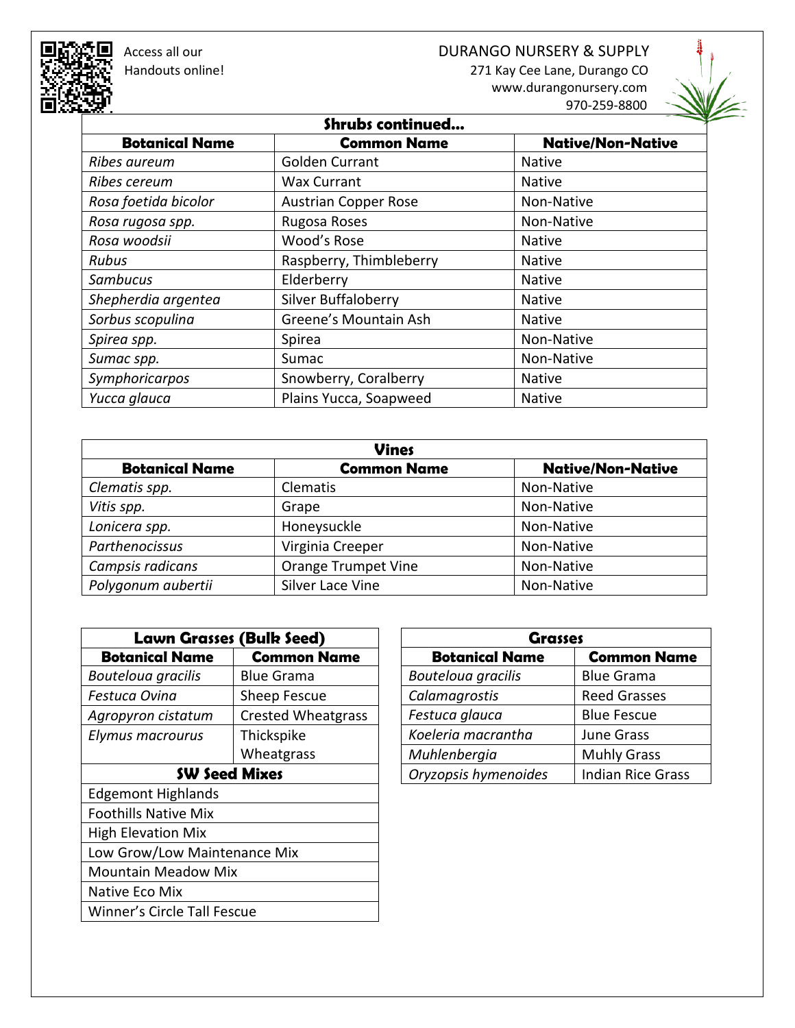Access all our Handouts online!

DURANGO NURSERY & SUPPLY
271 Kay Cee Lane, Durango CO
www.durangonursery.com
970-259-8800

| **Shrubs continued…** | | |
|---|---|---|
| **Botanical Name** | **Common Name** | **Native/Non-Native** |
| *Ribes aureum* | Golden Currant | Native |
| *Ribes cereum* | Wax Currant | Native |
| *Rosa foetida bicolor* | Austrian Copper Rose | Non-Native |
| *Rosa rugosa spp.* | Rugosa Roses | Non-Native |
| *Rosa woodsii* | Wood's Rose | Native |
| *Rubus* | Raspberry, Thimbleberry | Native |
| *Sambucus* | Elderberry | Native |
| *Shepherdia argentea* | Silver Buffaloberry | Native |
| *Sorbus scopulina* | Greene's Mountain Ash | Native |
| *Spirea spp.* | Spirea | Non-Native |
| *Sumac spp.* | Sumac | Non-Native |
| *Symphoricarpos* | Snowberry, Coralberry | Native |
| *Yucca glauca* | Plains Yucca, Soapweed | Native |

| **Vines** | | |
|---|---|---|
| **Botanical Name** | **Common Name** | **Native/Non-Native** |
| *Clematis spp.* | Clematis | Non-Native |
| *Vitis spp.* | Grape | Non-Native |
| *Lonicera spp.* | Honeysuckle | Non-Native |
| *Parthenocissus* | Virginia Creeper | Non-Native |
| *Campsis radicans* | Orange Trumpet Vine | Non-Native |
| *Polygonum aubertii* | Silver Lace Vine | Non-Native |

| **Lawn Grasses (Bulk Seed)** | |
|---|---|
| **Botanical Name** | **Common Name** |
| *Bouteloua gracilis* | Blue Grama |
| *Festuca Ovina* | Sheep Fescue |
| *Agropyron cistatum* | Crested Wheatgrass |
| *Elymus macrourus* | Thickspike Wheatgrass |
| **SW Seed Mixes** | |
| Edgemont Highlands | |
| Foothills Native Mix | |
| High Elevation Mix | |
| Low Grow/Low Maintenance Mix | |
| Mountain Meadow Mix | |
| Native Eco Mix | |
| Winner's Circle Tall Fescue | |

| **Grasses** | |
|---|---|
| **Botanical Name** | **Common Name** |
| *Bouteloua gracilis* | Blue Grama |
| *Calamagrostis* | Reed Grasses |
| *Festuca glauca* | Blue Fescue |
| *Koeleria macrantha* | June Grass |
| *Muhlenbergia* | Muhly Grass |
| *Oryzopsis hymenoides* | Indian Rice Grass |